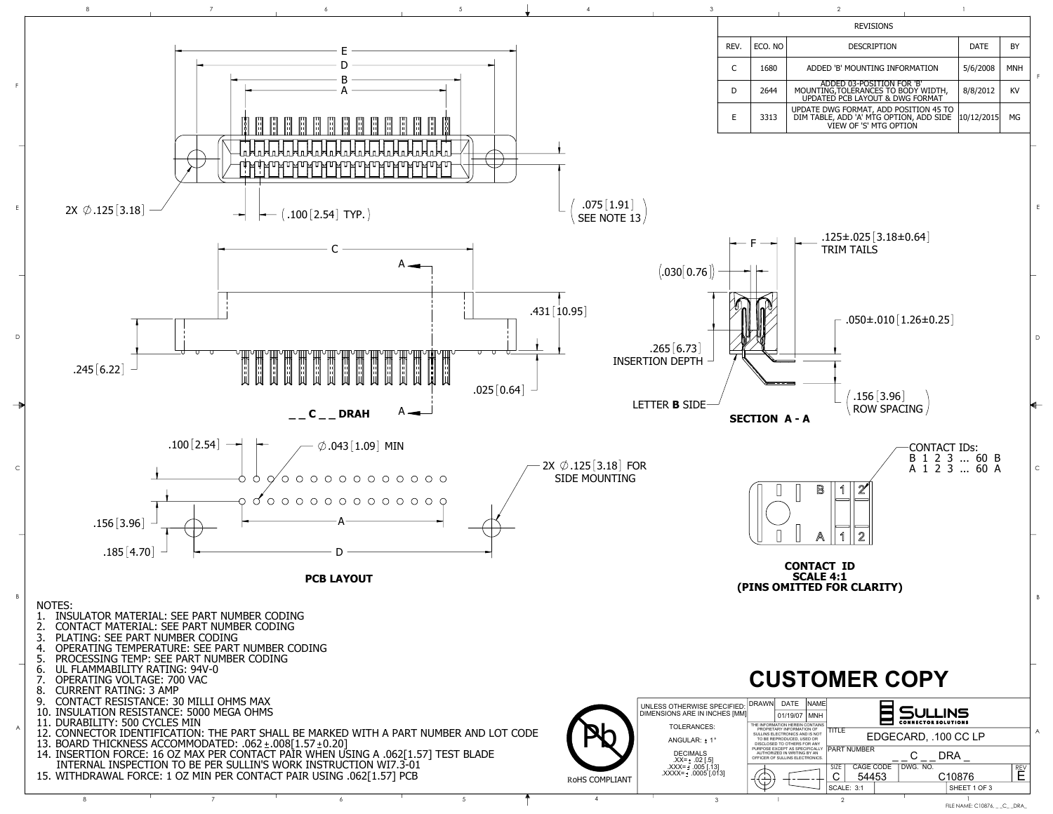## REVISIONS

| REV. | ECO. NO | DESCRIPTION | DATE | BY |
|---|---|---|---|---|
| C | 1680 | ADDED 'B' MOUNTING INFORMATION | 5/6/2008 | MNH |
| D | 2644 | ADDED 03-POSITION FOR 'B' MOUNTING,TOLERANCES TO BODY WIDTH, UPDATED PCB LAYOUT & DWG FORMAT | 8/8/2012 | KV |
| E | 3313 | UPDATE DWG FORMAT, ADD POSITION 45 TO DIM TABLE, ADD 'A' MTG OPTION, ADD SIDE VIEW OF 'S' MTG OPTION | 10/12/2015 | MG |

E
D
B
A

2X ∅.125 [3.18]

(.100 [2.54] TYP.)

(.075 [1.91] SEE NOTE 13)

C

A

.431 [10.95]

.245 [6.22]

.025 [0.64]

**_ _ C _ _ DRAH**

F

.125±.025 [3.18±0.64] TRIM TAILS

(.030 [0.76])

.050±.010 [1.26±0.25]

.265 [6.73] INSERTION DEPTH

LETTER **B** SIDE

(.156 [3.96] ROW SPACING)

**SECTION A - A**

.100 [2.54]

∅.043 [1.09] MIN

2X ∅.125 [3.18] FOR SIDE MOUNTING

.156 [3.96]

.185 [4.70]

A

D

**PCB LAYOUT**

CONTACT IDs:
B 1 2 3 ... 60 B
A 1 2 3 ... 60 A

**CONTACT ID**
**SCALE 4:1**
**(PINS OMITTED FOR CLARITY)**

NOTES:
1. INSULATOR MATERIAL: SEE PART NUMBER CODING
2. CONTACT MATERIAL: SEE PART NUMBER CODING
3. PLATING: SEE PART NUMBER CODING
4. OPERATING TEMPERATURE: SEE PART NUMBER CODING
5. PROCESSING TEMP: SEE PART NUMBER CODING
6. UL FLAMMABILITY RATING: 94V-0
7. OPERATING VOLTAGE: 700 VAC
8. CURRENT RATING: 3 AMP
9. CONTACT RESISTANCE: 30 MILLI OHMS MAX
10. INSULATION RESISTANCE: 5000 MEGA OHMS
11. DURABILITY: 500 CYCLES MIN
12. CONNECTOR IDENTIFICATION: THE PART SHALL BE MARKED WITH A PART NUMBER AND LOT CODE
13. BOARD THICKNESS ACCOMMODATED: .062 ± .008 [1.57 ± 0.20]
14. INSERTION FORCE: 16 OZ MAX PER CONTACT PAIR WHEN USING A .062 [1.57] TEST BLADE INTERNAL INSPECTION TO BE PER SULLIN'S WORK INSTRUCTION WI7.3-01
15. WITHDRAWAL FORCE: 1 OZ MIN PER CONTACT PAIR USING .062 [1.57] PCB

# CUSTOMER COPY

RoHS COMPLIANT

UNLESS OTHERWISE SPECIFIED: DIMENSIONS ARE IN INCHES [MM]

TOLERANCES:

ANGULAR: ± 1°

DECIMALS
.XX= ± .02 [.5]
.XXX= ± .005 [.13]
.XXXX= ± .0005 [.013]

| DRAWN | DATE | NAME |
|---|---|---|
| | 01/19/07 | MNH |

THE INFORMATION HEREIN CONTAINS PROPRIETARY INFORMATION OF SULLINS ELECTRONICS AND IS NOT TO BE REPRODUCED, USED OR DISCLOSED TO OTHERS FOR ANY PURPOSE EXCEPT AS SPECIFICALLY AUTHORIZED IN WRITING BY AN OFFICER OF SULLINS ELECTRONICS.

SULLINS CONNECTOR SOLUTIONS

TITLE: EDGECARD, .100 CC LP

PART NUMBER: _ _ C _ _ DRA _

| SIZE | CAGE CODE | DWG. NO. | REV |
|---|---|---|---|
| C | 54453 | C10876 | E |

SCALE: 3:1

FILE NAME: C10876_ _C_ _DRA_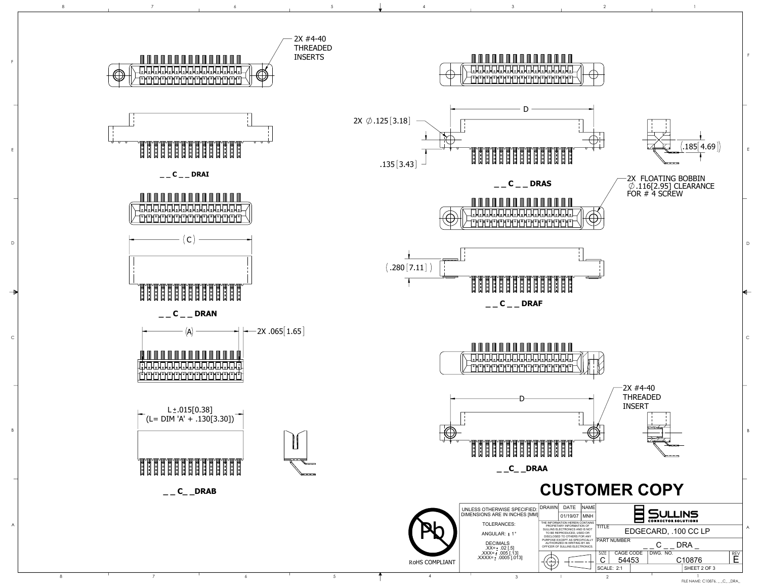2X #4-40 THREADED INSERTS

_ _ C _ _ DRAI

(C)

_ _ C _ _ DRAN

(A) — 2X .065[1.65]

L ±.015[0.38]
(L= DIM 'A' + .130[3.30])

_ _ C_ _DRAB

D

2X ∅.125[3.18]

.135[3.43]

.185[4.69]

_ _ C _ _ DRAS

2X FLOATING BOBBIN
∅.116[2.95] CLEARANCE
FOR # 4 SCREW

(.280[7.11])

_ _ C _ _ DRAF

D

2X #4-40
THREADED
INSERT

_ _C_ _DRAA

# CUSTOMER COPY

RoHS COMPLIANT

| UNLESS OTHERWISE SPECIFIED: DIMENSIONS ARE IN INCHES [MM] | DRAWN | DATE | NAME | SULLINS CONNECTOR SOLUTIONS | | | |
|---|---|---|---|---|---|---|---|
| TOLERANCES: | | 01/19/07 | MNH | TITLE EDGECARD, .100 CC LP | | | |
| ANGULAR: ± 1° | THE INFORMATION HEREIN CONTAINS PROPRIETARY INFORMATION OF SULLINS ELECTRONICS AND IS NOT TO BE REPRODUCED, USED OR DISCLOSED TO OTHERS FOR ANY PURPOSE EXCEPT AS SPECIFICALLY AUTHORIZED IN WRITING BY AN OFFICER OF SULLINS ELECTRONICS. | | | PART NUMBER _ _ C _ _ DRA _ | | | |
| DECIMALS .XX= ± .02 [.5] .XXX= ± .005 [.13] .XXXX= ± .0005 [.013] | | | | SIZE C | CAGE CODE 54453 | DWG. NO. C10876 | REV E |
| | | | | SCALE: 2:1 | | SHEET 2 OF 3 | |

FILE NAME: C10876_ _C_ _DRA_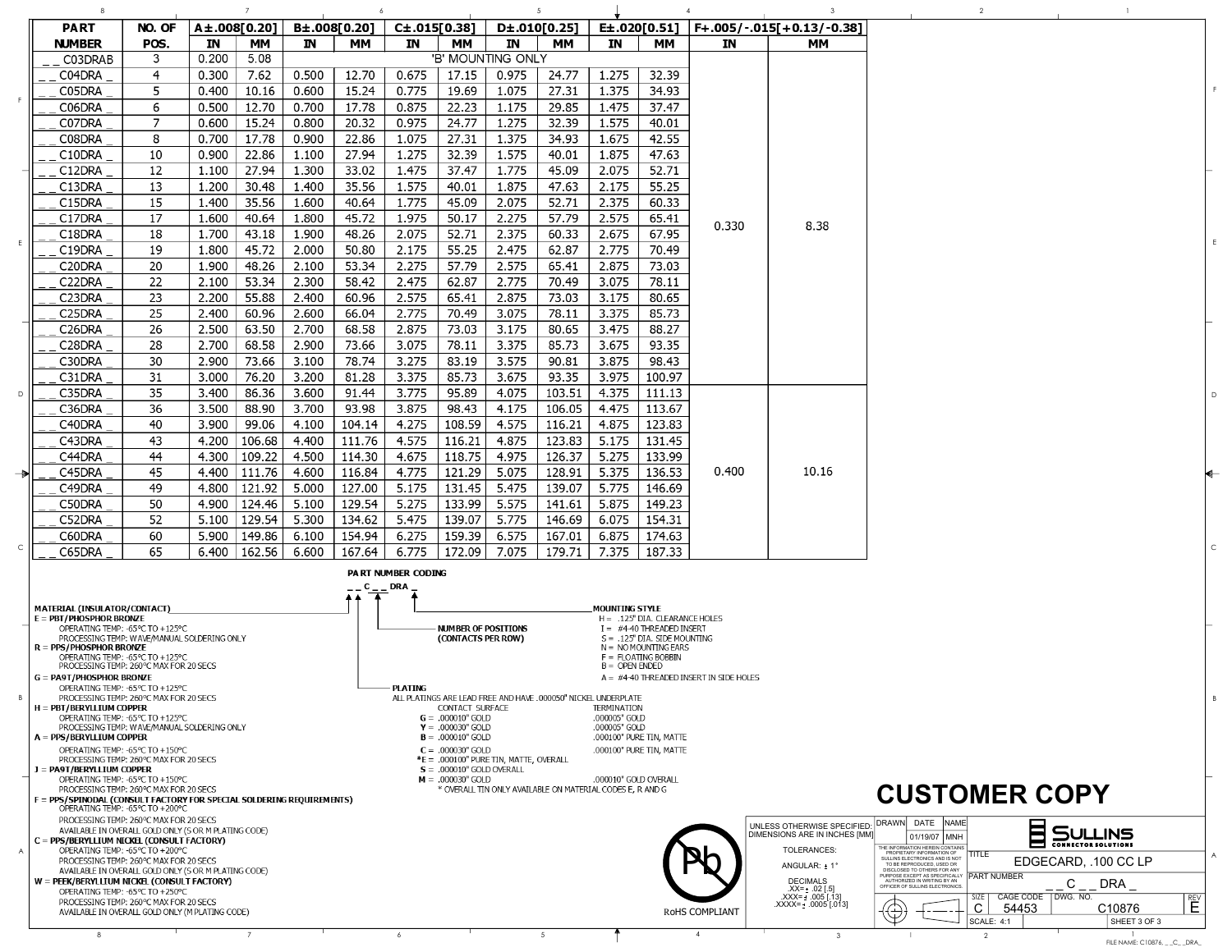| PART NUMBER | NO. OF POS. | A±.008[0.20] IN | A±.008[0.20] MM | B±.008[0.20] IN | B±.008[0.20] MM | C±.015[0.38] IN | C±.015[0.38] MM | D±.010[0.25] IN | D±.010[0.25] MM | E±.020[0.51] IN | E±.020[0.51] MM | F+.005/-.015[+0.13/-0.38] IN | F+.005/-.015[+0.13/-0.38] MM |
|---|---|---|---|---|---|---|---|---|---|---|---|---|---|
| _ _ C03DRAB | 3 | 0.200 | 5.08 | 'B' MOUNTING ONLY | | | | | | | | 0.330 | 8.38 |
| _ _ C04DRA _ | 4 | 0.300 | 7.62 | 0.500 | 12.70 | 0.675 | 17.15 | 0.975 | 24.77 | 1.275 | 32.39 | 0.330 | 8.38 |
| _ _ C05DRA _ | 5 | 0.400 | 10.16 | 0.600 | 15.24 | 0.775 | 19.69 | 1.075 | 27.31 | 1.375 | 34.93 | 0.330 | 8.38 |
| _ _ C06DRA _ | 6 | 0.500 | 12.70 | 0.700 | 17.78 | 0.875 | 22.23 | 1.175 | 29.85 | 1.475 | 37.47 | 0.330 | 8.38 |
| _ _ C07DRA _ | 7 | 0.600 | 15.24 | 0.800 | 20.32 | 0.975 | 24.77 | 1.275 | 32.39 | 1.575 | 40.01 | 0.330 | 8.38 |
| _ _ C08DRA _ | 8 | 0.700 | 17.78 | 0.900 | 22.86 | 1.075 | 27.31 | 1.375 | 34.93 | 1.675 | 42.55 | 0.330 | 8.38 |
| _ _ C10DRA _ | 10 | 0.900 | 22.86 | 1.100 | 27.94 | 1.275 | 32.39 | 1.575 | 40.01 | 1.875 | 47.63 | 0.330 | 8.38 |
| _ _ C12DRA _ | 12 | 1.100 | 27.94 | 1.300 | 33.02 | 1.475 | 37.47 | 1.775 | 45.09 | 2.075 | 52.71 | 0.330 | 8.38 |
| _ _ C13DRA _ | 13 | 1.200 | 30.48 | 1.400 | 35.56 | 1.575 | 40.01 | 1.875 | 47.63 | 2.175 | 55.25 | 0.330 | 8.38 |
| _ _ C15DRA _ | 15 | 1.400 | 35.56 | 1.600 | 40.64 | 1.775 | 45.09 | 2.075 | 52.71 | 2.375 | 60.33 | 0.330 | 8.38 |
| _ _ C17DRA _ | 17 | 1.600 | 40.64 | 1.800 | 45.72 | 1.975 | 50.17 | 2.275 | 57.79 | 2.575 | 65.41 | 0.330 | 8.38 |
| _ _ C18DRA _ | 18 | 1.700 | 43.18 | 1.900 | 48.26 | 2.075 | 52.71 | 2.375 | 60.33 | 2.675 | 67.95 | 0.330 | 8.38 |
| _ _ C19DRA _ | 19 | 1.800 | 45.72 | 2.000 | 50.80 | 2.175 | 55.25 | 2.475 | 62.87 | 2.775 | 70.49 | 0.330 | 8.38 |
| _ _ C20DRA _ | 20 | 1.900 | 48.26 | 2.100 | 53.34 | 2.275 | 57.79 | 2.575 | 65.41 | 2.875 | 73.03 | 0.330 | 8.38 |
| _ _ C22DRA _ | 22 | 2.100 | 53.34 | 2.300 | 58.42 | 2.475 | 62.87 | 2.775 | 70.49 | 3.075 | 78.11 | 0.330 | 8.38 |
| _ _ C23DRA _ | 23 | 2.200 | 55.88 | 2.400 | 60.96 | 2.575 | 65.41 | 2.875 | 73.03 | 3.175 | 80.65 | 0.330 | 8.38 |
| _ _ C25DRA _ | 25 | 2.400 | 60.96 | 2.600 | 66.04 | 2.775 | 70.49 | 3.075 | 78.11 | 3.375 | 85.73 | 0.330 | 8.38 |
| _ _ C26DRA _ | 26 | 2.500 | 63.50 | 2.700 | 68.58 | 2.875 | 73.03 | 3.175 | 80.65 | 3.475 | 88.27 | 0.330 | 8.38 |
| _ _ C28DRA _ | 28 | 2.700 | 68.58 | 2.900 | 73.66 | 3.075 | 78.11 | 3.375 | 85.73 | 3.675 | 93.35 | 0.330 | 8.38 |
| _ _ C30DRA _ | 30 | 2.900 | 73.66 | 3.100 | 78.74 | 3.275 | 83.19 | 3.575 | 90.81 | 3.875 | 98.43 | 0.330 | 8.38 |
| _ _ C31DRA _ | 31 | 3.000 | 76.20 | 3.200 | 81.28 | 3.375 | 85.73 | 3.675 | 93.35 | 3.975 | 100.97 | 0.330 | 8.38 |
| _ _ C35DRA _ | 35 | 3.400 | 86.36 | 3.600 | 91.44 | 3.775 | 95.89 | 4.075 | 103.51 | 4.375 | 111.13 | 0.400 | 10.16 |
| _ _ C36DRA _ | 36 | 3.500 | 88.90 | 3.700 | 93.98 | 3.875 | 98.43 | 4.175 | 106.05 | 4.475 | 113.67 | 0.400 | 10.16 |
| _ _ C40DRA _ | 40 | 3.900 | 99.06 | 4.100 | 104.14 | 4.275 | 108.59 | 4.575 | 116.21 | 4.875 | 123.83 | 0.400 | 10.16 |
| _ _ C43DRA _ | 43 | 4.200 | 106.68 | 4.400 | 111.76 | 4.575 | 116.21 | 4.875 | 123.83 | 5.175 | 131.45 | 0.400 | 10.16 |
| _ _ C44DRA _ | 44 | 4.300 | 109.22 | 4.500 | 114.30 | 4.675 | 118.75 | 4.975 | 126.37 | 5.275 | 133.99 | 0.400 | 10.16 |
| _ _ C45DRA _ | 45 | 4.400 | 111.76 | 4.600 | 116.84 | 4.775 | 121.29 | 5.075 | 128.91 | 5.375 | 136.53 | 0.400 | 10.16 |
| _ _ C49DRA _ | 49 | 4.800 | 121.92 | 5.000 | 127.00 | 5.175 | 131.45 | 5.475 | 139.07 | 5.775 | 146.69 | 0.400 | 10.16 |
| _ _ C50DRA _ | 50 | 4.900 | 124.46 | 5.100 | 129.54 | 5.275 | 133.99 | 5.575 | 141.61 | 5.875 | 149.23 | 0.400 | 10.16 |
| _ _ C52DRA _ | 52 | 5.100 | 129.54 | 5.300 | 134.62 | 5.475 | 139.07 | 5.775 | 146.69 | 6.075 | 154.31 | 0.400 | 10.16 |
| _ _ C60DRA _ | 60 | 5.900 | 149.86 | 6.100 | 154.94 | 6.275 | 159.39 | 6.575 | 167.01 | 6.875 | 174.63 | 0.400 | 10.16 |
| _ _ C65DRA _ | 65 | 6.400 | 162.56 | 6.600 | 167.64 | 6.775 | 172.09 | 7.075 | 179.71 | 7.375 | 187.33 | 0.400 | 10.16 |

## PART NUMBER CODING

_ _ C _ _ DRA _

**MATERIAL (INSULATOR/CONTACT)**

**E = PBT/PHOSPHOR BRONZE**
- OPERATING TEMP: -65°C TO +125°C
- PROCESSING TEMP: WAVE/MANUAL SOLDERING ONLY

**R = PPS/PHOSPHOR BRONZE**
- OPERATING TEMP: -65°C TO +125°C
- PROCESSING TEMP: 260°C MAX FOR 20 SECS

**G = PA9T/PHOSPHOR BRONZE**
- OPERATING TEMP: -65°C TO +125°C
- PROCESSING TEMP: 260°C MAX FOR 20 SECS

**H = PBT/BERYLLIUM COPPER**
- OPERATING TEMP: -65°C TO +125°C
- PROCESSING TEMP: WAVE/MANUAL SOLDERING ONLY

**A = PPS/BERYLLIUM COPPER**
- OPERATING TEMP: -65°C TO +150°C
- PROCESSING TEMP: 260°C MAX FOR 20 SECS

**J = PA9T/BERYLLIUM COPPER**
- OPERATING TEMP: -65°C TO +150°C
- PROCESSING TEMP: 260°C MAX FOR 20 SECS

**F = PPS/SPINODAL (CONSULT FACTORY FOR SPECIAL SOLDERING REQUIREMENTS)**
- OPERATING TEMP: -65°C TO +200°C
- PROCESSING TEMP: 260°C MAX FOR 20 SECS
- AVAILABLE IN OVERALL GOLD ONLY (S OR M PLATING CODE)

**C = PPS/BERYLLIUM NICKEL (CONSULT FACTORY)**
- OPERATING TEMP: -65°C TO +200°C
- PROCESSING TEMP: 260°C MAX FOR 20 SECS
- AVAILABLE IN OVERALL GOLD ONLY (S OR M PLATING CODE)

**W = PEEK/BERYLLIUM NICKEL (CONSULT FACTORY)**
- OPERATING TEMP: -65°C TO +250°C
- PROCESSING TEMP: 260°C MAX FOR 20 SECS
- AVAILABLE IN OVERALL GOLD ONLY (M PLATING CODE)

**PLATING**

ALL PLATINGS ARE LEAD FREE AND HAVE .000050" NICKEL UNDERPLATE

| | CONTACT SURFACE | TERMINATION |
|---|---|---|
| G = | .000010" GOLD | .000005" GOLD |
| Y = | .000030" GOLD | .000005" GOLD |
| B = | .000030" GOLD | .000100" PURE TIN, MATTE |
| C = | .000030" GOLD | .000100" PURE TIN, MATTE |
| *E = | .000100" PURE TIN, MATTE, OVERALL | |
| S = | .000010" GOLD OVERALL | |
| M = | .000030" GOLD | .000010" GOLD OVERALL |

* OVERALL TIN ONLY AVAILABLE ON MATERIAL CODES E, R AND G

**NUMBER OF POSITIONS (CONTACTS PER ROW)**

**MOUNTING STYLE**
- H = .125" DIA. CLEARANCE HOLES
- I = #4-40 THREADED INSERT
- S = .125" DIA. SIDE MOUNTING
- N = NO MOUNTING EARS
- F = FLOATING BOBBIN
- B = OPEN ENDED
- A = #4-40 THREADED INSERT IN SIDE HOLES

RoHS COMPLIANT

# CUSTOMER COPY

UNLESS OTHERWISE SPECIFIED: DIMENSIONS ARE IN INCHES [MM]

TOLERANCES:

ANGULAR: ± 1°

DECIMALS
.XX= ± .02 [.5]
.XXX= ± .005 [.13]
.XXXX= ± .0005 [.013]

| DRAWN | DATE | NAME |
|---|---|---|
| | 01/19/07 | MNH |

THE INFORMATION HEREIN CONTAINS PROPIETARY INFORMATION OF SULLINS ELECTRONICS AND IS NOT TO BE REPRODUCED, USED OR DISCLOSED TO OTHERS FOR ANY PURPOSE EXCEPT AS SPECIFICALLY AUTHORIZED IN WRITING BY AN OFFICER OF SULLINS ELECTRONICS.

SULLINS CONNECTOR SOLUTIONS

TITLE: EDGECARD, .100 CC LP

PART NUMBER: _ _ C _ _ DRA _

| SIZE | CAGE CODE | DWG. NO. | REV |
|---|---|---|---|
| C | 54453 | C10876 | E |

SCALE: 4:1 — SHEET 3 OF 3

FILE NAME: C10876_ _C_ _DRA_